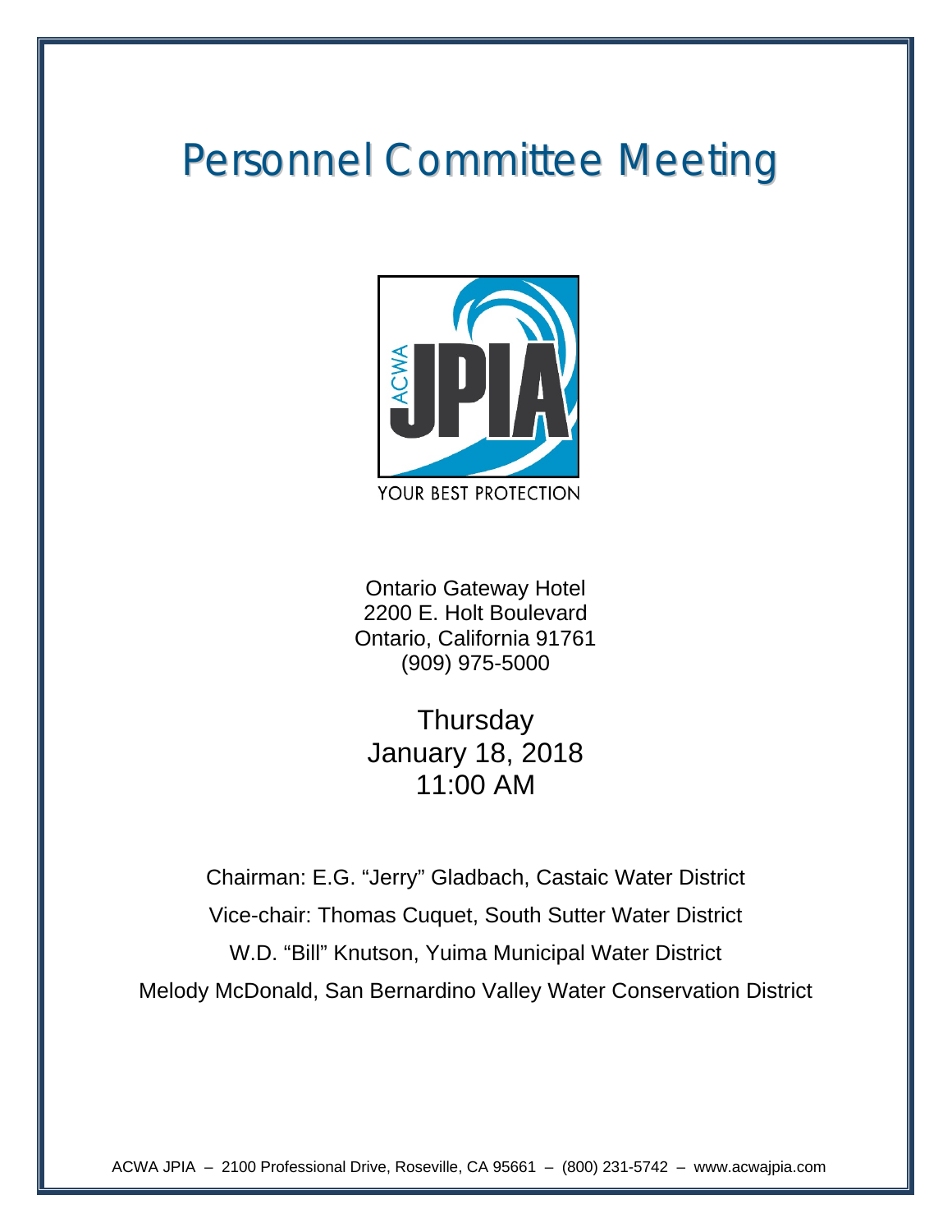# Personnel Committee Meeting

YOUR BEST PROTECTION

Ontario Gateway Hotel
2200 E. Holt Boulevard
Ontario, California 91761
(909) 975-5000

Thursday
January 18, 2018
11:00 AM

Chairman: E.G. "Jerry" Gladbach, Castaic Water District

Vice-chair: Thomas Cuquet, South Sutter Water District

W.D. "Bill" Knutson, Yuima Municipal Water District

Melody McDonald, San Bernardino Valley Water Conservation District

ACWA JPIA – 2100 Professional Drive, Roseville, CA 95661 – (800) 231-5742 – www.acwajpia.com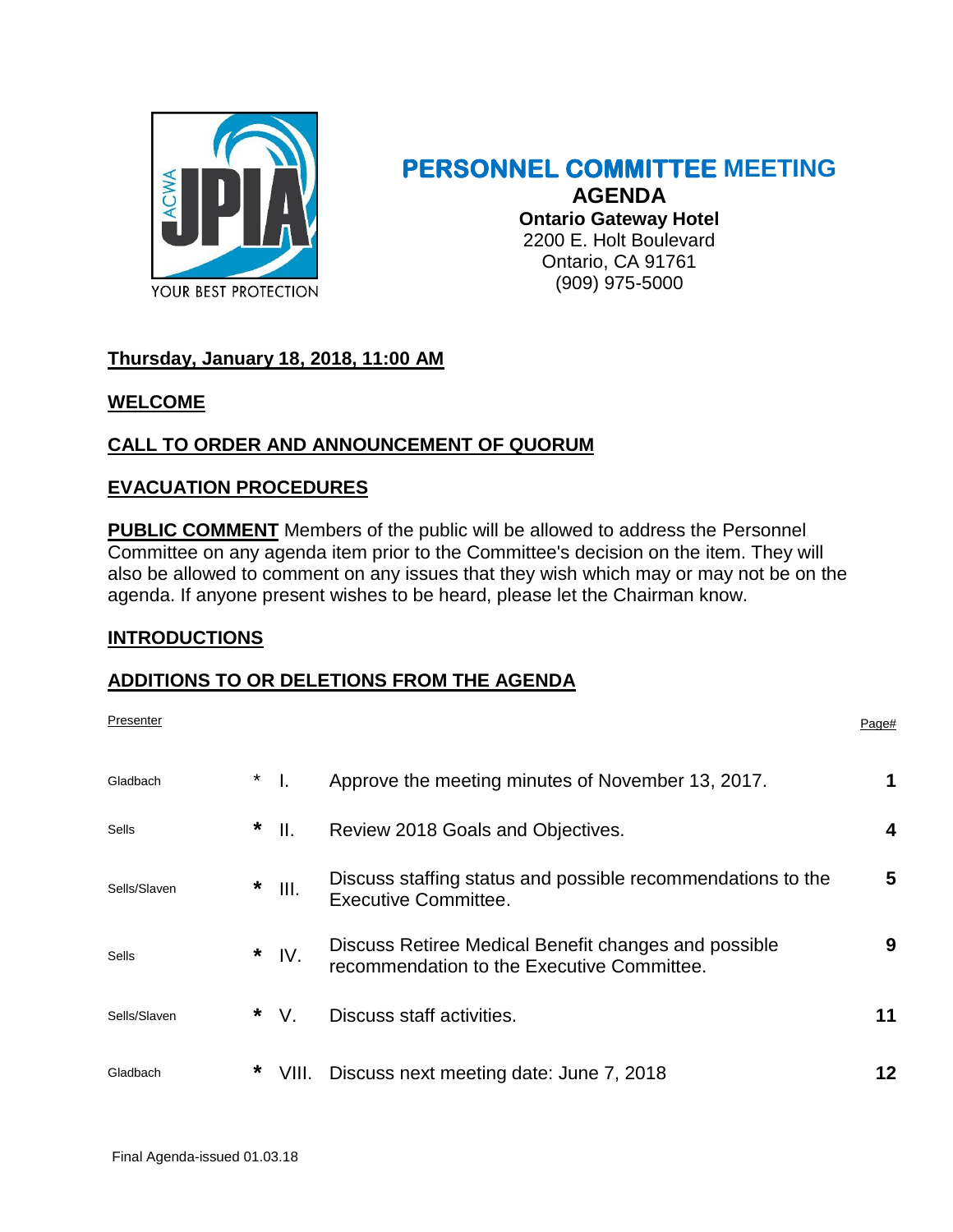# PERSONNEL COMMITTEE MEETING

**AGENDA**
**Ontario Gateway Hotel**
2200 E. Holt Boulevard
Ontario, CA 91761
(909) 975-5000

**Thursday, January 18, 2018, 11:00 AM**

**WELCOME**

**CALL TO ORDER AND ANNOUNCEMENT OF QUORUM**

**EVACUATION PROCEDURES**

**PUBLIC COMMENT** Members of the public will be allowed to address the Personnel Committee on any agenda item prior to the Committee's decision on the item. They will also be allowed to comment on any issues that they wish which may or may not be on the agenda. If anyone present wishes to be heard, please let the Chairman know.

**INTRODUCTIONS**

**ADDITIONS TO OR DELETIONS FROM THE AGENDA**

| Presenter | | | | Page# |
|---|---|---|---|---|
| Gladbach | * | I. | Approve the meeting minutes of November 13, 2017. | **1** |
| Sells | * | II. | Review 2018 Goals and Objectives. | **4** |
| Sells/Slaven | * | III. | Discuss staffing status and possible recommendations to the Executive Committee. | **5** |
| Sells | * | IV. | Discuss Retiree Medical Benefit changes and possible recommendation to the Executive Committee. | **9** |
| Sells/Slaven | * | V. | Discuss staff activities. | **11** |
| Gladbach | * | VIII. | Discuss next meeting date: June 7, 2018 | **12** |

Final Agenda-issued 01.03.18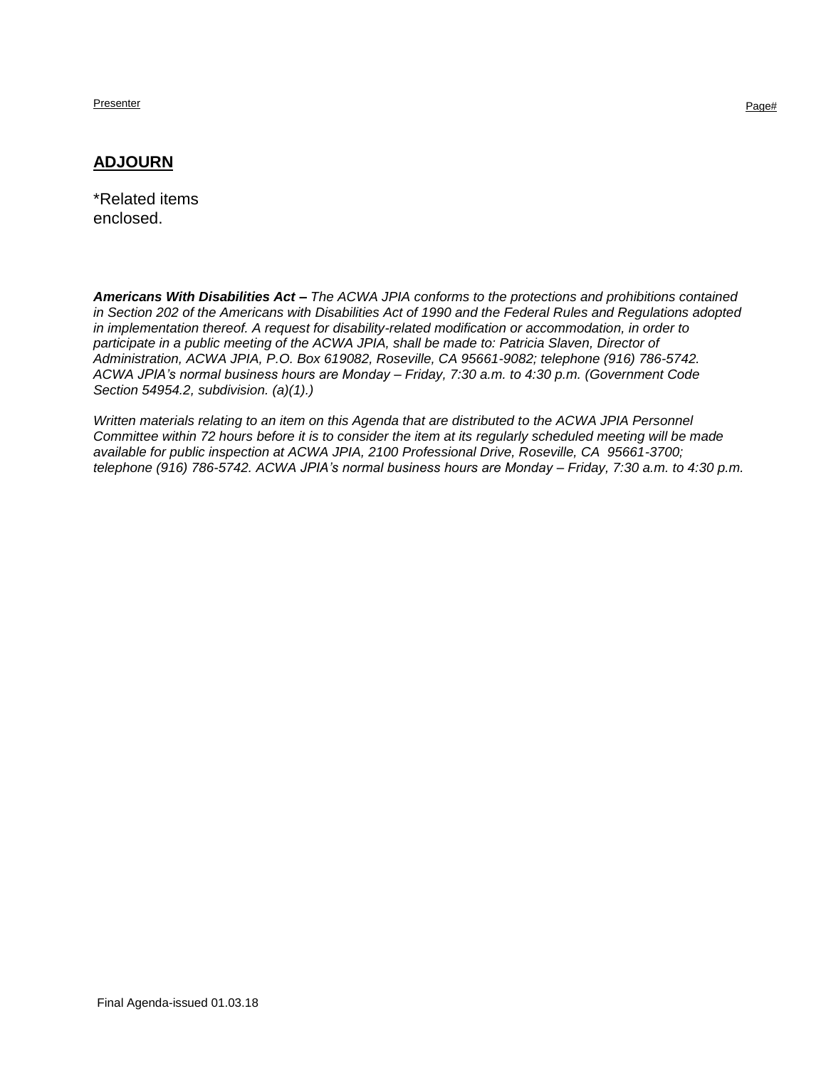Presenter Page#

## ADJOURN

*Related items enclosed.

***Americans With Disabilities Act –*** *The ACWA JPIA conforms to the protections and prohibitions contained in Section 202 of the Americans with Disabilities Act of 1990 and the Federal Rules and Regulations adopted in implementation thereof. A request for disability-related modification or accommodation, in order to participate in a public meeting of the ACWA JPIA, shall be made to: Patricia Slaven, Director of Administration, ACWA JPIA, P.O. Box 619082, Roseville, CA 95661-9082; telephone (916) 786-5742. ACWA JPIA's normal business hours are Monday – Friday, 7:30 a.m. to 4:30 p.m. (Government Code Section 54954.2, subdivision. (a)(1).)*

*Written materials relating to an item on this Agenda that are distributed to the ACWA JPIA Personnel Committee within 72 hours before it is to consider the item at its regularly scheduled meeting will be made available for public inspection at ACWA JPIA, 2100 Professional Drive, Roseville, CA 95661-3700; telephone (916) 786-5742. ACWA JPIA's normal business hours are Monday – Friday, 7:30 a.m. to 4:30 p.m.*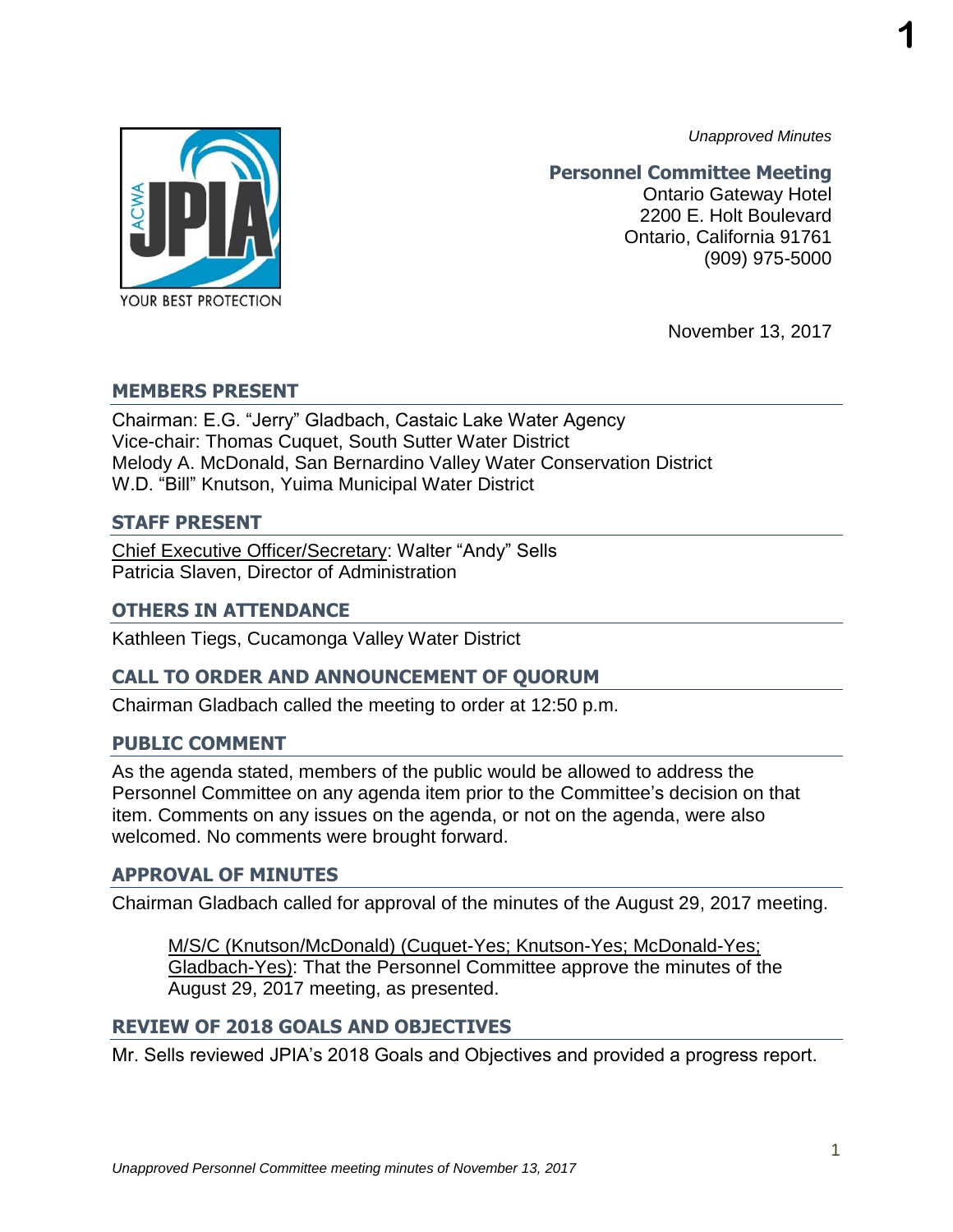*Unapproved Minutes*

**Personnel Committee Meeting**
Ontario Gateway Hotel
2200 E. Holt Boulevard
Ontario, California 91761
(909) 975-5000

November 13, 2017

## MEMBERS PRESENT

Chairman: E.G. "Jerry" Gladbach, Castaic Lake Water Agency
Vice-chair: Thomas Cuquet, South Sutter Water District
Melody A. McDonald, San Bernardino Valley Water Conservation District
W.D. "Bill" Knutson, Yuima Municipal Water District

## STAFF PRESENT

Chief Executive Officer/Secretary: Walter "Andy" Sells
Patricia Slaven, Director of Administration

## OTHERS IN ATTENDANCE

Kathleen Tiegs, Cucamonga Valley Water District

## CALL TO ORDER AND ANNOUNCEMENT OF QUORUM

Chairman Gladbach called the meeting to order at 12:50 p.m.

## PUBLIC COMMENT

As the agenda stated, members of the public would be allowed to address the Personnel Committee on any agenda item prior to the Committee's decision on that item. Comments on any issues on the agenda, or not on the agenda, were also welcomed. No comments were brought forward.

## APPROVAL OF MINUTES

Chairman Gladbach called for approval of the minutes of the August 29, 2017 meeting.

> M/S/C (Knutson/McDonald) (Cuquet-Yes; Knutson-Yes; McDonald-Yes; Gladbach-Yes): That the Personnel Committee approve the minutes of the August 29, 2017 meeting, as presented.

## REVIEW OF 2018 GOALS AND OBJECTIVES

Mr. Sells reviewed JPIA's 2018 Goals and Objectives and provided a progress report.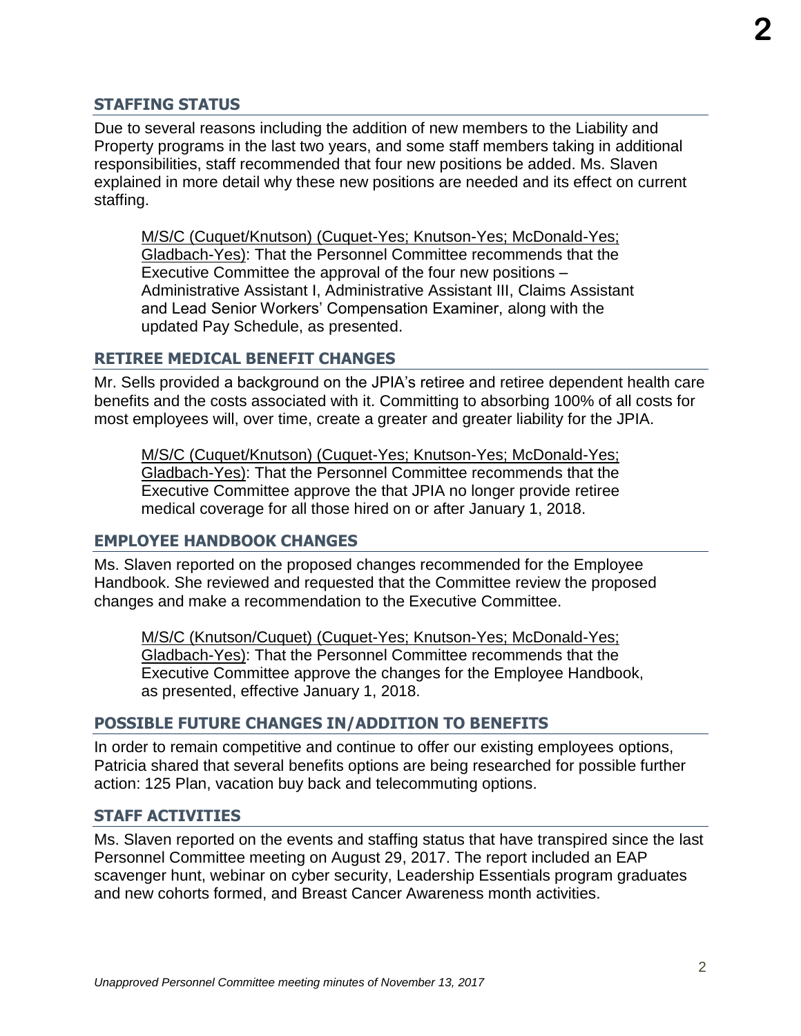## STAFFING STATUS

Due to several reasons including the addition of new members to the Liability and Property programs in the last two years, and some staff members taking in additional responsibilities, staff recommended that four new positions be added. Ms. Slaven explained in more detail why these new positions are needed and its effect on current staffing.

> M/S/C (Cuquet/Knutson) (Cuquet-Yes; Knutson-Yes; McDonald-Yes; Gladbach-Yes): That the Personnel Committee recommends that the Executive Committee the approval of the four new positions – Administrative Assistant I, Administrative Assistant III, Claims Assistant and Lead Senior Workers' Compensation Examiner, along with the updated Pay Schedule, as presented.

## RETIREE MEDICAL BENEFIT CHANGES

Mr. Sells provided a background on the JPIA's retiree and retiree dependent health care benefits and the costs associated with it. Committing to absorbing 100% of all costs for most employees will, over time, create a greater and greater liability for the JPIA.

> M/S/C (Cuquet/Knutson) (Cuquet-Yes; Knutson-Yes; McDonald-Yes; Gladbach-Yes): That the Personnel Committee recommends that the Executive Committee approve the that JPIA no longer provide retiree medical coverage for all those hired on or after January 1, 2018.

## EMPLOYEE HANDBOOK CHANGES

Ms. Slaven reported on the proposed changes recommended for the Employee Handbook. She reviewed and requested that the Committee review the proposed changes and make a recommendation to the Executive Committee.

> M/S/C (Knutson/Cuquet) (Cuquet-Yes; Knutson-Yes; McDonald-Yes; Gladbach-Yes): That the Personnel Committee recommends that the Executive Committee approve the changes for the Employee Handbook, as presented, effective January 1, 2018.

## POSSIBLE FUTURE CHANGES IN/ADDITION TO BENEFITS

In order to remain competitive and continue to offer our existing employees options, Patricia shared that several benefits options are being researched for possible further action: 125 Plan, vacation buy back and telecommuting options.

## STAFF ACTIVITIES

Ms. Slaven reported on the events and staffing status that have transpired since the last Personnel Committee meeting on August 29, 2017. The report included an EAP scavenger hunt, webinar on cyber security, Leadership Essentials program graduates and new cohorts formed, and Breast Cancer Awareness month activities.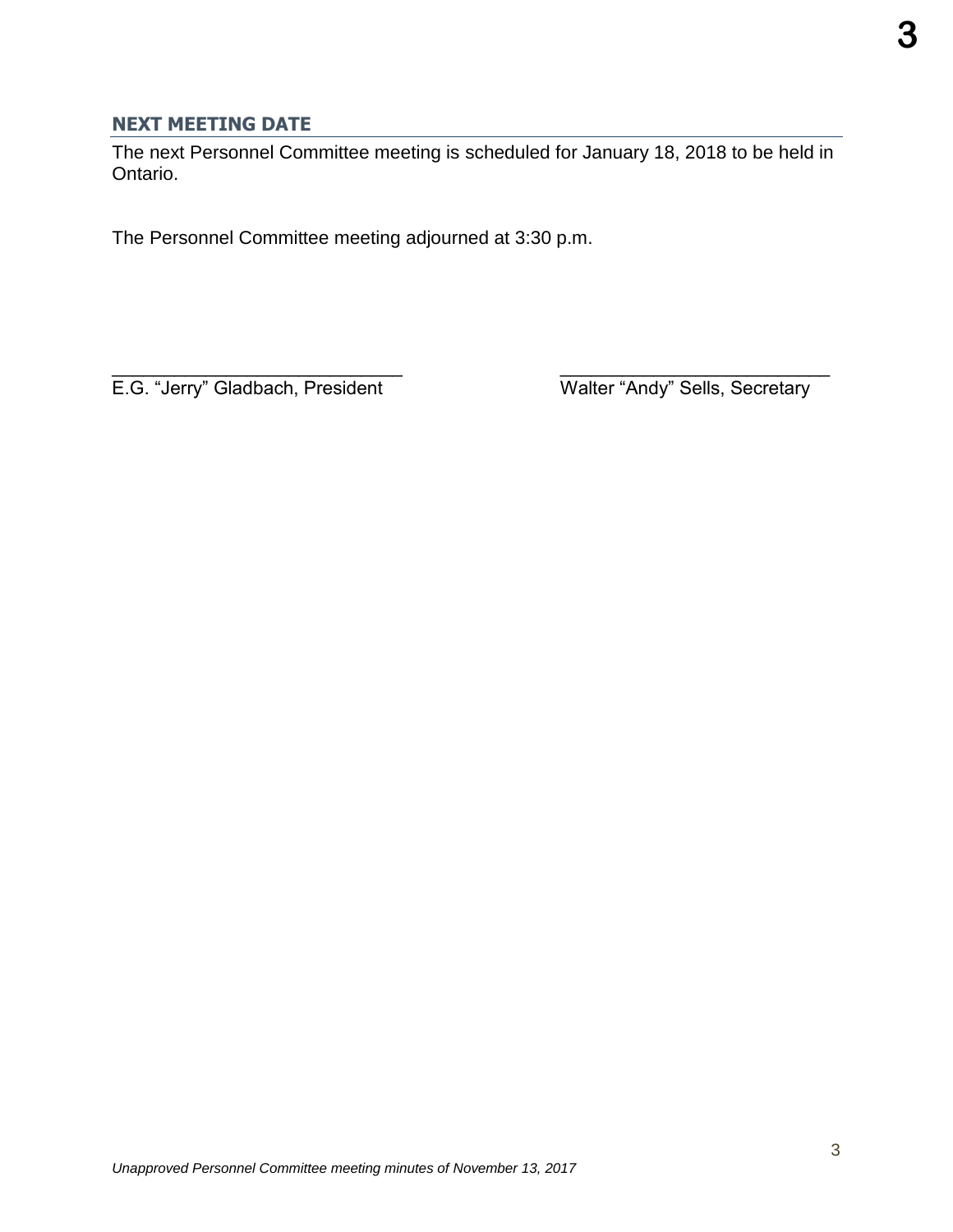## NEXT MEETING DATE

The next Personnel Committee meeting is scheduled for January 18, 2018 to be held in Ontario.

The Personnel Committee meeting adjourned at 3:30 p.m.

\_\_\_\_\_\_\_\_\_\_\_\_\_\_\_\_\_\_\_\_\_\_\_\_\_\_\_\_\_\_
E.G. “Jerry” Gladbach, President

\_\_\_\_\_\_\_\_\_\_\_\_\_\_\_\_\_\_\_\_\_\_\_\_\_\_\_\_\_\_
Walter “Andy” Sells, Secretary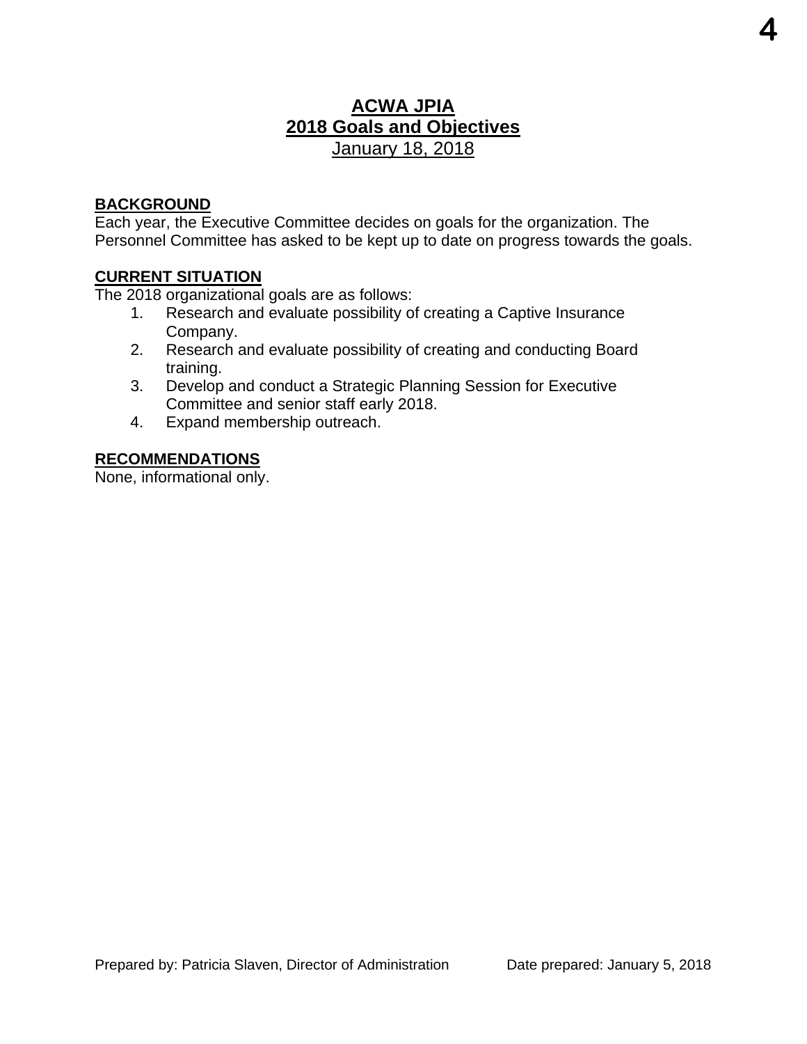# ACWA JPIA
## 2018 Goals and Objectives
January 18, 2018

**BACKGROUND**

Each year, the Executive Committee decides on goals for the organization. The Personnel Committee has asked to be kept up to date on progress towards the goals.

**CURRENT SITUATION**

The 2018 organizational goals are as follows:

1. Research and evaluate possibility of creating a Captive Insurance Company.
2. Research and evaluate possibility of creating and conducting Board training.
3. Develop and conduct a Strategic Planning Session for Executive Committee and senior staff early 2018.
4. Expand membership outreach.

**RECOMMENDATIONS**

None, informational only.

Prepared by: Patricia Slaven, Director of Administration Date prepared: January 5, 2018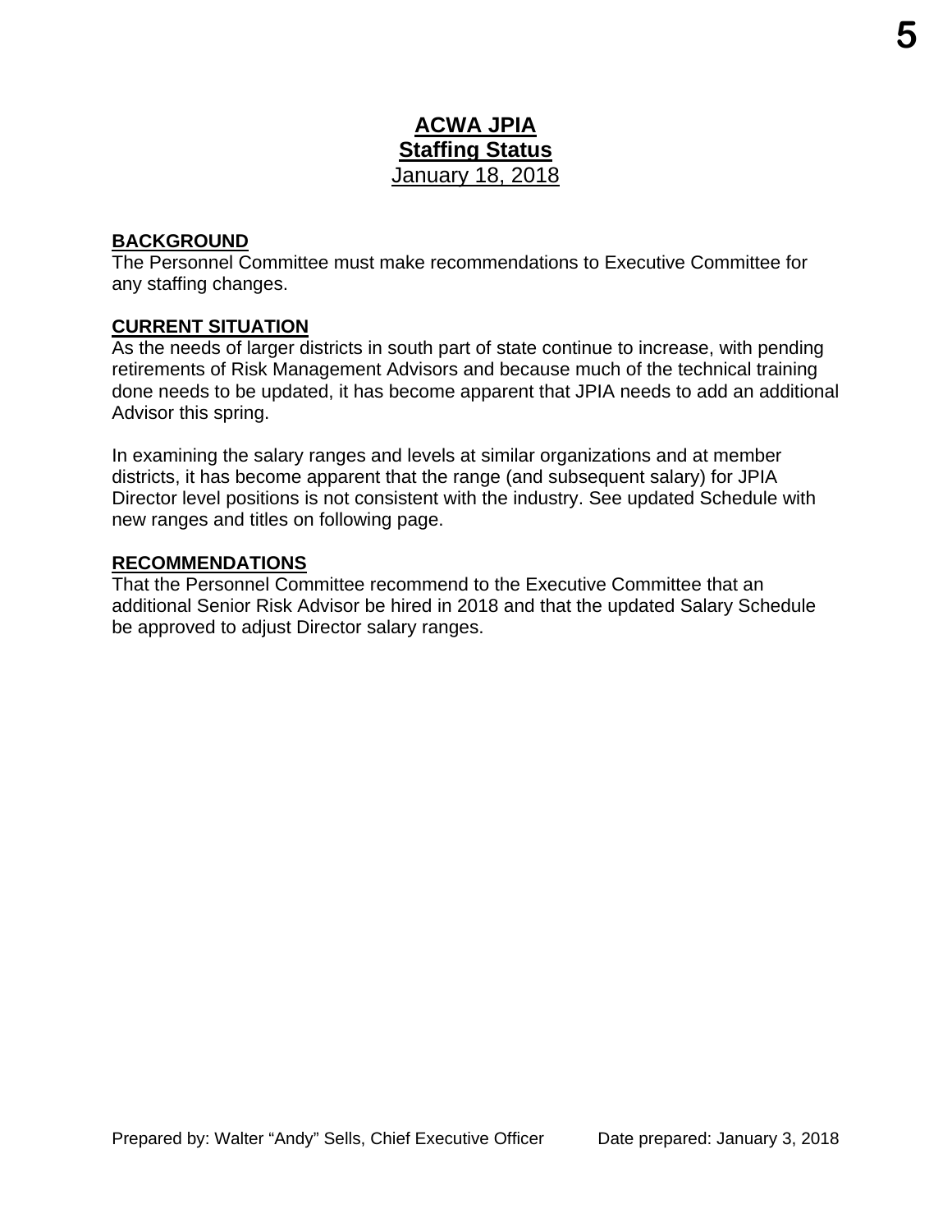# ACWA JPIA
## Staffing Status
January 18, 2018

**BACKGROUND**

The Personnel Committee must make recommendations to Executive Committee for any staffing changes.

**CURRENT SITUATION**

As the needs of larger districts in south part of state continue to increase, with pending retirements of Risk Management Advisors and because much of the technical training done needs to be updated, it has become apparent that JPIA needs to add an additional Advisor this spring.

In examining the salary ranges and levels at similar organizations and at member districts, it has become apparent that the range (and subsequent salary) for JPIA Director level positions is not consistent with the industry. See updated Schedule with new ranges and titles on following page.

**RECOMMENDATIONS**

That the Personnel Committee recommend to the Executive Committee that an additional Senior Risk Advisor be hired in 2018 and that the updated Salary Schedule be approved to adjust Director salary ranges.

Prepared by: Walter "Andy" Sells, Chief Executive Officer Date prepared: January 3, 2018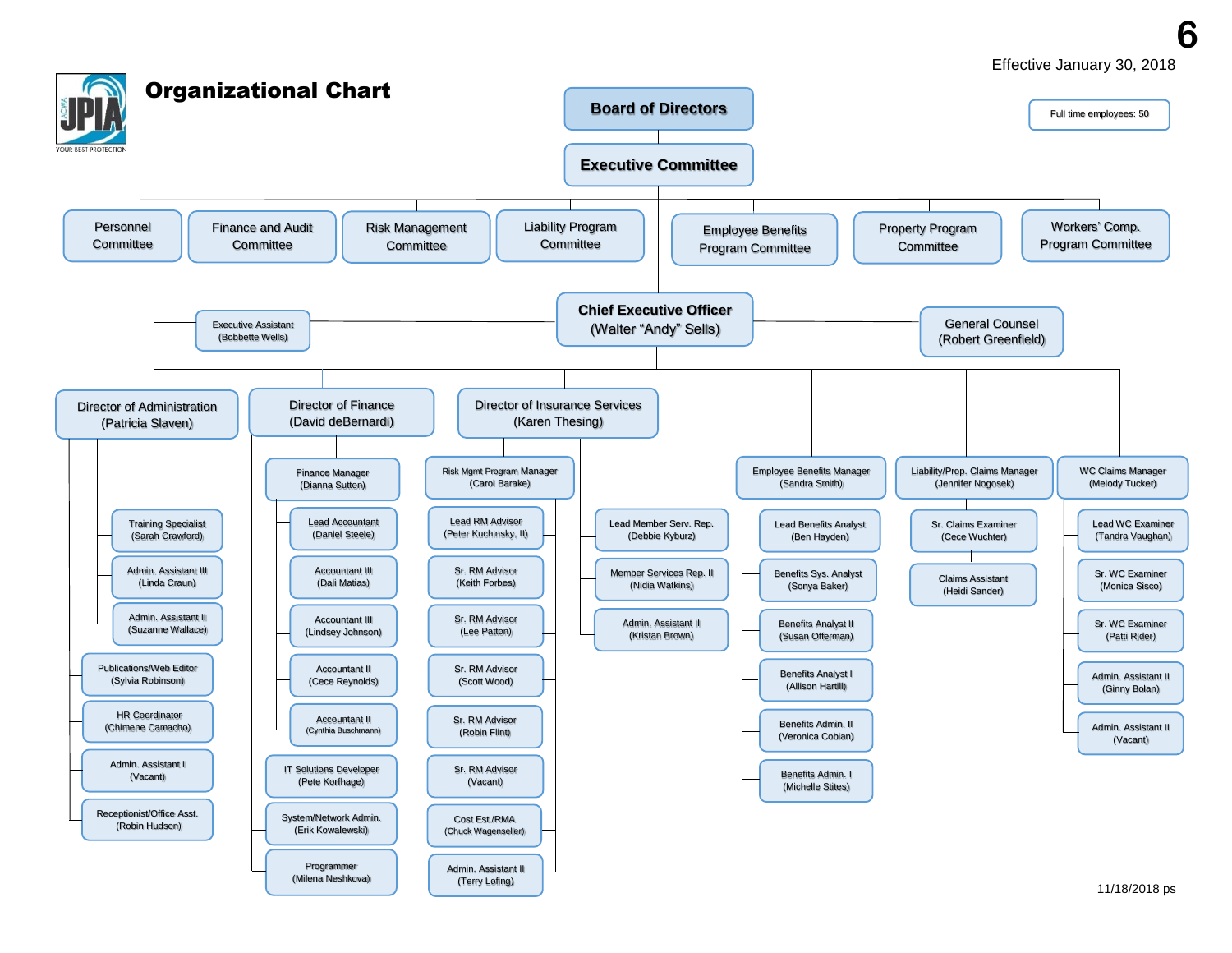# Organizational Chart

Effective January 30, 2018

Full time employees: 50

**Board of Directors**

**Executive Committee**

- Personnel Committee
- Finance and Audit Committee
- Risk Management Committee
- Liability Program Committee
- Employee Benefits Program Committee
- Property Program Committee
- Workers' Comp. Program Committee

**Chief Executive Officer** (Walter "Andy" Sells)

- Executive Assistant (Bobbette Wells)
- General Counsel (Robert Greenfield)

**Director of Administration** (Patricia Slaven)

- Training Specialist (Sarah Crawford)
- Admin. Assistant III (Linda Craun)
- Admin. Assistant II (Suzanne Wallace)
- Publications/Web Editor (Sylvia Robinson)
- HR Coordinator (Chimene Camacho)
- Admin. Assistant I (Vacant)
- Receptionist/Office Asst. (Robin Hudson)

**Director of Finance** (David deBernardi)

- Finance Manager (Dianna Sutton)
  - Lead Accountant (Daniel Steele)
  - Accountant III (Dali Matias)
  - Accountant III (Lindsey Johnson)
  - Accountant II (Cece Reynolds)
  - Accountant II (Cynthia Buschmann)
- IT Solutions Developer (Pete Korfhage)
- System/Network Admin. (Erik Kowalewski)
- Programmer (Milena Neshkova)

**Director of Insurance Services** (Karen Thesing)

- Risk Mgmt Program Manager (Carol Barake)
  - Lead RM Advisor (Peter Kuchinsky, II)
  - Sr. RM Advisor (Keith Forbes)
  - Sr. RM Advisor (Lee Patton)
  - Sr. RM Advisor (Scott Wood)
  - Sr. RM Advisor (Robin Flint)
  - Sr. RM Advisor (Vacant)
  - Cost Est./RMA (Chuck Wagenseller)
  - Admin. Assistant II (Terry Lofing)
- Lead Member Serv. Rep. (Debbie Kyburz)
- Member Services Rep. II (Nidia Watkins)
- Admin. Assistant II (Kristan Brown)

**Employee Benefits Manager** (Sandra Smith)

- Lead Benefits Analyst (Ben Hayden)
- Benefits Sys. Analyst (Sonya Baker)
- Benefits Analyst II (Susan Offerman)
- Benefits Analyst I (Allison Hartill)
- Benefits Admin. II (Veronica Cobian)
- Benefits Admin. I (Michelle Stites)

**Liability/Prop. Claims Manager** (Jennifer Nogosek)

- Sr. Claims Examiner (Cece Wuchter)
  - Claims Assistant (Heidi Sander)

**WC Claims Manager** (Melody Tucker)

- Lead WC Examiner (Tandra Vaughan)
- Sr. WC Examiner (Monica Sisco)
- Sr. WC Examiner (Patti Rider)
- Admin. Assistant II (Ginny Bolan)
- Admin. Assistant II (Vacant)

11/18/2018 ps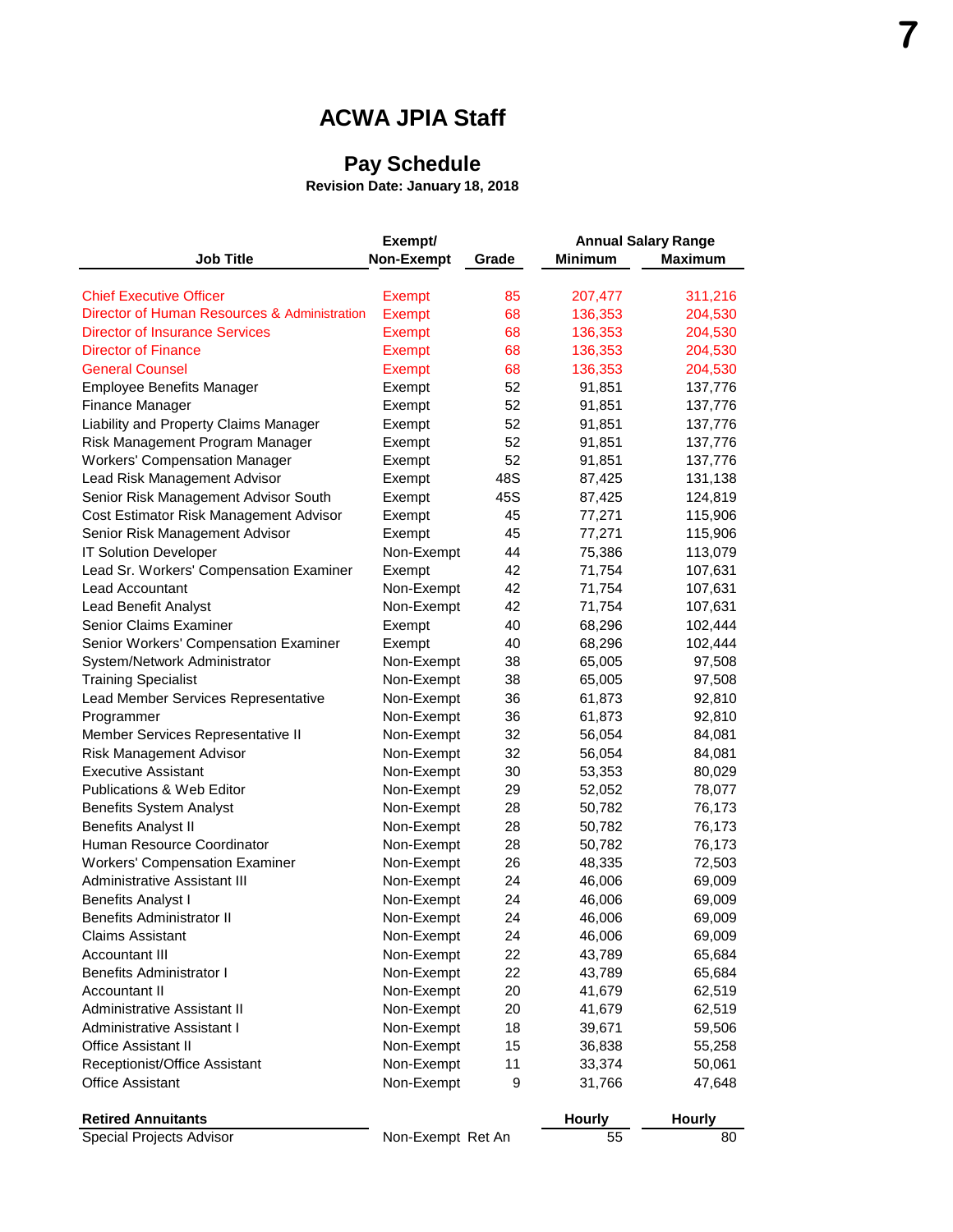# ACWA JPIA Staff

## Pay Schedule

**Revision Date: January 18, 2018**

| Job Title | Exempt/ Non-Exempt | Grade | Annual Salary Range Minimum | Annual Salary Range Maximum |
|---|---|---|---|---|
| Chief Executive Officer | Exempt | 85 | 207,477 | 311,216 |
| Director of Human Resources & Administration | Exempt | 68 | 136,353 | 204,530 |
| Director of Insurance Services | Exempt | 68 | 136,353 | 204,530 |
| Director of Finance | Exempt | 68 | 136,353 | 204,530 |
| General Counsel | Exempt | 68 | 136,353 | 204,530 |
| Employee Benefits Manager | Exempt | 52 | 91,851 | 137,776 |
| Finance Manager | Exempt | 52 | 91,851 | 137,776 |
| Liability and Property Claims Manager | Exempt | 52 | 91,851 | 137,776 |
| Risk Management Program Manager | Exempt | 52 | 91,851 | 137,776 |
| Workers' Compensation Manager | Exempt | 52 | 91,851 | 137,776 |
| Lead Risk Management Advisor | Exempt | 48S | 87,425 | 131,138 |
| Senior Risk Management Advisor South | Exempt | 45S | 87,425 | 124,819 |
| Cost Estimator Risk Management Advisor | Exempt | 45 | 77,271 | 115,906 |
| Senior Risk Management Advisor | Exempt | 45 | 77,271 | 115,906 |
| IT Solution Developer | Non-Exempt | 44 | 75,386 | 113,079 |
| Lead Sr. Workers' Compensation Examiner | Exempt | 42 | 71,754 | 107,631 |
| Lead Accountant | Non-Exempt | 42 | 71,754 | 107,631 |
| Lead Benefit Analyst | Non-Exempt | 42 | 71,754 | 107,631 |
| Senior Claims Examiner | Exempt | 40 | 68,296 | 102,444 |
| Senior Workers' Compensation Examiner | Exempt | 40 | 68,296 | 102,444 |
| System/Network Administrator | Non-Exempt | 38 | 65,005 | 97,508 |
| Training Specialist | Non-Exempt | 38 | 65,005 | 97,508 |
| Lead Member Services Representative | Non-Exempt | 36 | 61,873 | 92,810 |
| Programmer | Non-Exempt | 36 | 61,873 | 92,810 |
| Member Services Representative II | Non-Exempt | 32 | 56,054 | 84,081 |
| Risk Management Advisor | Non-Exempt | 32 | 56,054 | 84,081 |
| Executive Assistant | Non-Exempt | 30 | 53,353 | 80,029 |
| Publications & Web Editor | Non-Exempt | 29 | 52,052 | 78,077 |
| Benefits System Analyst | Non-Exempt | 28 | 50,782 | 76,173 |
| Benefits Analyst II | Non-Exempt | 28 | 50,782 | 76,173 |
| Human Resource Coordinator | Non-Exempt | 28 | 50,782 | 76,173 |
| Workers' Compensation Examiner | Non-Exempt | 26 | 48,335 | 72,503 |
| Administrative Assistant III | Non-Exempt | 24 | 46,006 | 69,009 |
| Benefits Analyst I | Non-Exempt | 24 | 46,006 | 69,009 |
| Benefits Administrator II | Non-Exempt | 24 | 46,006 | 69,009 |
| Claims Assistant | Non-Exempt | 24 | 46,006 | 69,009 |
| Accountant III | Non-Exempt | 22 | 43,789 | 65,684 |
| Benefits Administrator I | Non-Exempt | 22 | 43,789 | 65,684 |
| Accountant II | Non-Exempt | 20 | 41,679 | 62,519 |
| Administrative Assistant II | Non-Exempt | 20 | 41,679 | 62,519 |
| Administrative Assistant I | Non-Exempt | 18 | 39,671 | 59,506 |
| Office Assistant II | Non-Exempt | 15 | 36,838 | 55,258 |
| Receptionist/Office Assistant | Non-Exempt | 11 | 33,374 | 50,061 |
| Office Assistant | Non-Exempt | 9 | 31,766 | 47,648 |
| **Retired Annuitants** | | | **Hourly** | **Hourly** |
| Special Projects Advisor | Non-Exempt | Ret An | 55 | 80 |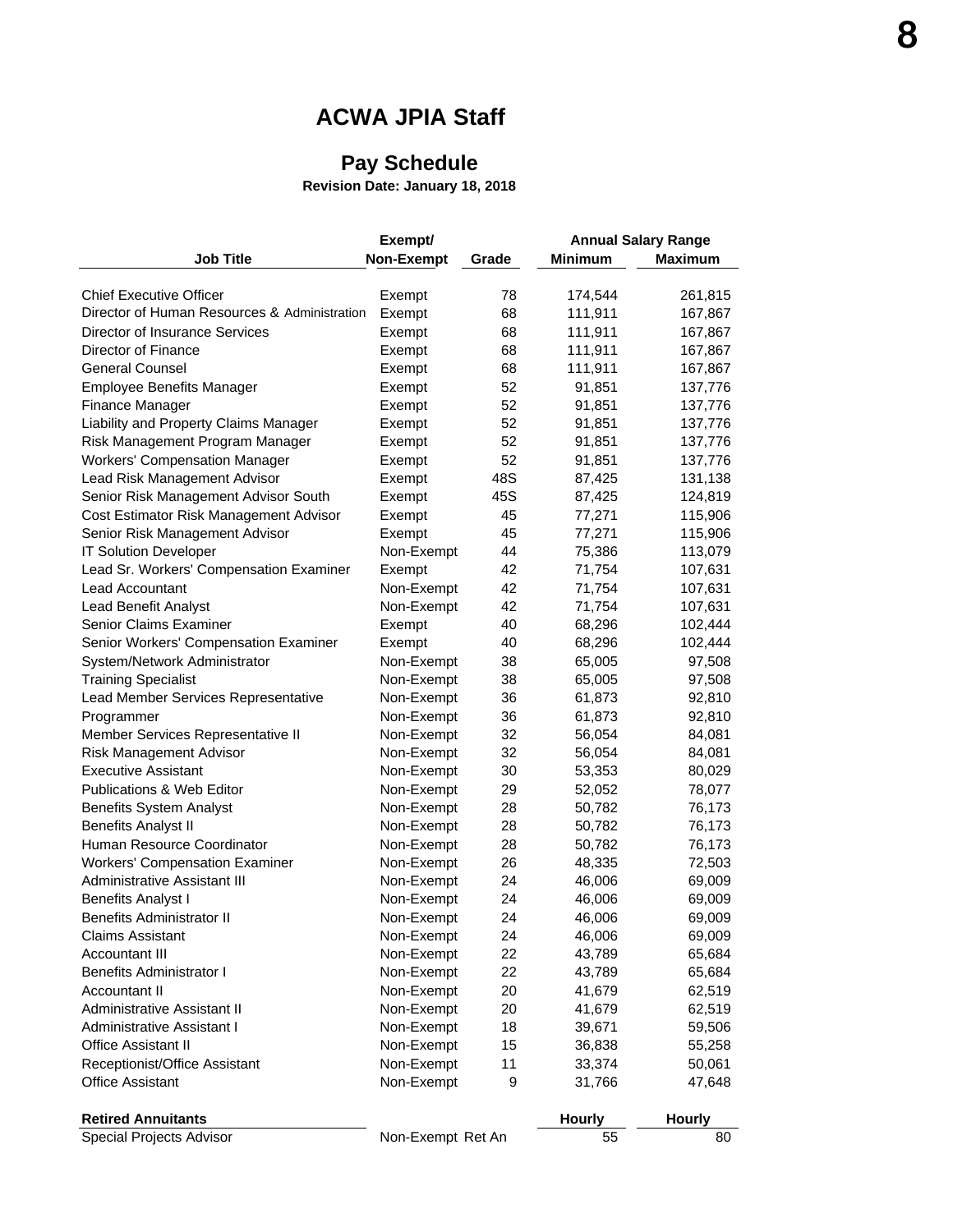# ACWA JPIA Staff

## Pay Schedule

**Revision Date: January 18, 2018**

| Job Title | Exempt/ Non-Exempt | Grade | Annual Salary Range Minimum | Annual Salary Range Maximum |
|---|---|---|---|---|
| Chief Executive Officer | Exempt | 78 | 174,544 | 261,815 |
| Director of Human Resources & Administration | Exempt | 68 | 111,911 | 167,867 |
| Director of Insurance Services | Exempt | 68 | 111,911 | 167,867 |
| Director of Finance | Exempt | 68 | 111,911 | 167,867 |
| General Counsel | Exempt | 68 | 111,911 | 167,867 |
| Employee Benefits Manager | Exempt | 52 | 91,851 | 137,776 |
| Finance Manager | Exempt | 52 | 91,851 | 137,776 |
| Liability and Property Claims Manager | Exempt | 52 | 91,851 | 137,776 |
| Risk Management Program Manager | Exempt | 52 | 91,851 | 137,776 |
| Workers' Compensation Manager | Exempt | 52 | 91,851 | 137,776 |
| Lead Risk Management Advisor | Exempt | 48S | 87,425 | 131,138 |
| Senior Risk Management Advisor South | Exempt | 45S | 87,425 | 124,819 |
| Cost Estimator Risk Management Advisor | Exempt | 45 | 77,271 | 115,906 |
| Senior Risk Management Advisor | Exempt | 45 | 77,271 | 115,906 |
| IT Solution Developer | Non-Exempt | 44 | 75,386 | 113,079 |
| Lead Sr. Workers' Compensation Examiner | Exempt | 42 | 71,754 | 107,631 |
| Lead Accountant | Non-Exempt | 42 | 71,754 | 107,631 |
| Lead Benefit Analyst | Non-Exempt | 42 | 71,754 | 107,631 |
| Senior Claims Examiner | Exempt | 40 | 68,296 | 102,444 |
| Senior Workers' Compensation Examiner | Exempt | 40 | 68,296 | 102,444 |
| System/Network Administrator | Non-Exempt | 38 | 65,005 | 97,508 |
| Training Specialist | Non-Exempt | 38 | 65,005 | 97,508 |
| Lead Member Services Representative | Non-Exempt | 36 | 61,873 | 92,810 |
| Programmer | Non-Exempt | 36 | 61,873 | 92,810 |
| Member Services Representative II | Non-Exempt | 32 | 56,054 | 84,081 |
| Risk Management Advisor | Non-Exempt | 32 | 56,054 | 84,081 |
| Executive Assistant | Non-Exempt | 30 | 53,353 | 80,029 |
| Publications & Web Editor | Non-Exempt | 29 | 52,052 | 78,077 |
| Benefits System Analyst | Non-Exempt | 28 | 50,782 | 76,173 |
| Benefits Analyst II | Non-Exempt | 28 | 50,782 | 76,173 |
| Human Resource Coordinator | Non-Exempt | 28 | 50,782 | 76,173 |
| Workers' Compensation Examiner | Non-Exempt | 26 | 48,335 | 72,503 |
| Administrative Assistant III | Non-Exempt | 24 | 46,006 | 69,009 |
| Benefits Analyst I | Non-Exempt | 24 | 46,006 | 69,009 |
| Benefits Administrator II | Non-Exempt | 24 | 46,006 | 69,009 |
| Claims Assistant | Non-Exempt | 24 | 46,006 | 69,009 |
| Accountant III | Non-Exempt | 22 | 43,789 | 65,684 |
| Benefits Administrator I | Non-Exempt | 22 | 43,789 | 65,684 |
| Accountant II | Non-Exempt | 20 | 41,679 | 62,519 |
| Administrative Assistant II | Non-Exempt | 20 | 41,679 | 62,519 |
| Administrative Assistant I | Non-Exempt | 18 | 39,671 | 59,506 |
| Office Assistant II | Non-Exempt | 15 | 36,838 | 55,258 |
| Receptionist/Office Assistant | Non-Exempt | 11 | 33,374 | 50,061 |
| Office Assistant | Non-Exempt | 9 | 31,766 | 47,648 |
| **Retired Annuitants** | | | **Hourly** | **Hourly** |
| Special Projects Advisor | Non-Exempt | Ret An | 55 | 80 |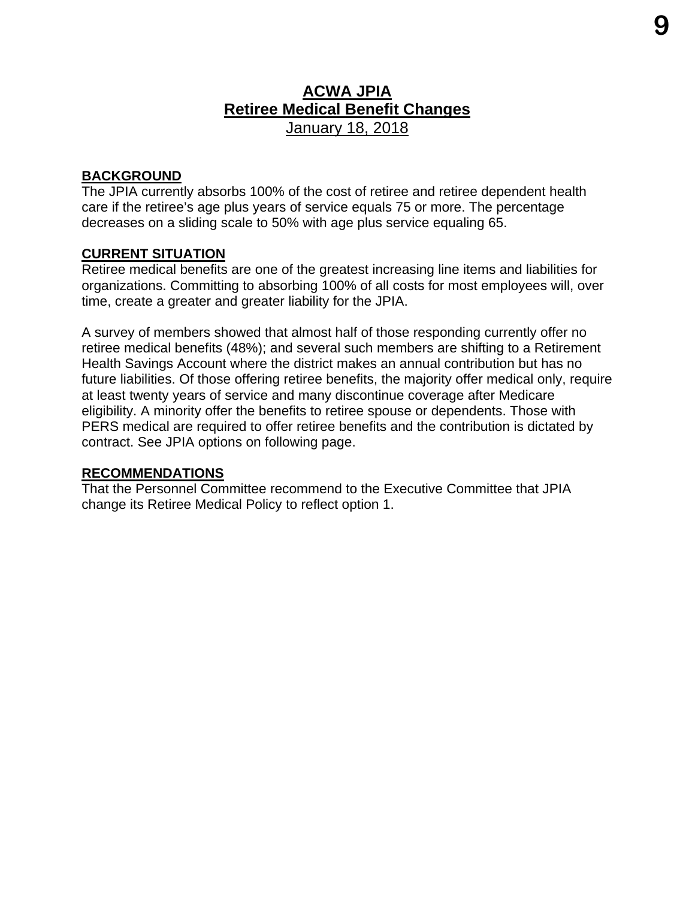# ACWA JPIA
## Retiree Medical Benefit Changes
January 18, 2018

**BACKGROUND**

The JPIA currently absorbs 100% of the cost of retiree and retiree dependent health care if the retiree's age plus years of service equals 75 or more. The percentage decreases on a sliding scale to 50% with age plus service equaling 65.

**CURRENT SITUATION**

Retiree medical benefits are one of the greatest increasing line items and liabilities for organizations. Committing to absorbing 100% of all costs for most employees will, over time, create a greater and greater liability for the JPIA.

A survey of members showed that almost half of those responding currently offer no retiree medical benefits (48%); and several such members are shifting to a Retirement Health Savings Account where the district makes an annual contribution but has no future liabilities. Of those offering retiree benefits, the majority offer medical only, require at least twenty years of service and many discontinue coverage after Medicare eligibility. A minority offer the benefits to retiree spouse or dependents. Those with PERS medical are required to offer retiree benefits and the contribution is dictated by contract. See JPIA options on following page.

**RECOMMENDATIONS**

That the Personnel Committee recommend to the Executive Committee that JPIA change its Retiree Medical Policy to reflect option 1.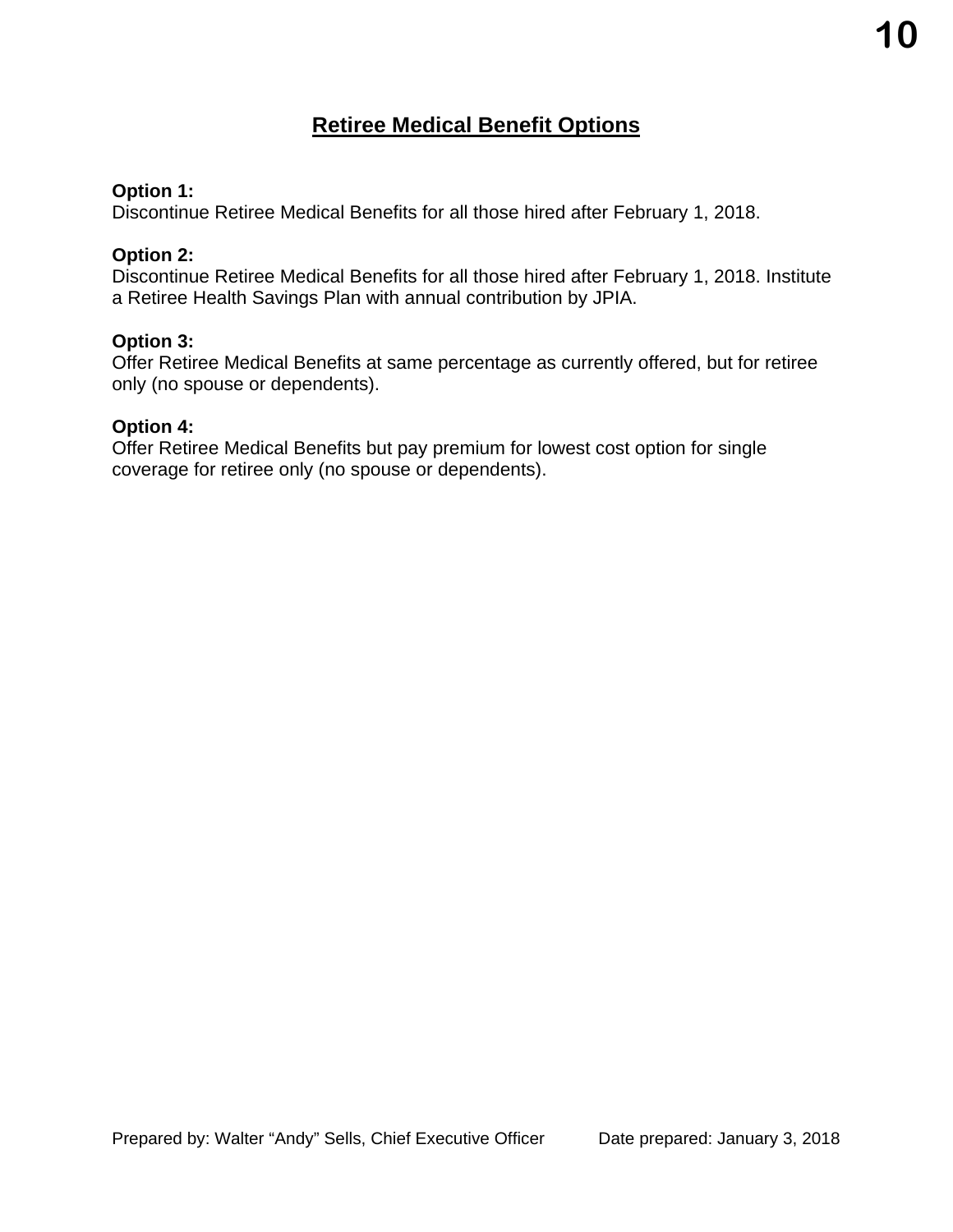## Retiree Medical Benefit Options

**Option 1:**
Discontinue Retiree Medical Benefits for all those hired after February 1, 2018.

**Option 2:**
Discontinue Retiree Medical Benefits for all those hired after February 1, 2018. Institute a Retiree Health Savings Plan with annual contribution by JPIA.

**Option 3:**
Offer Retiree Medical Benefits at same percentage as currently offered, but for retiree only (no spouse or dependents).

**Option 4:**
Offer Retiree Medical Benefits but pay premium for lowest cost option for single coverage for retiree only (no spouse or dependents).

Prepared by: Walter "Andy" Sells, Chief Executive Officer Date prepared: January 3, 2018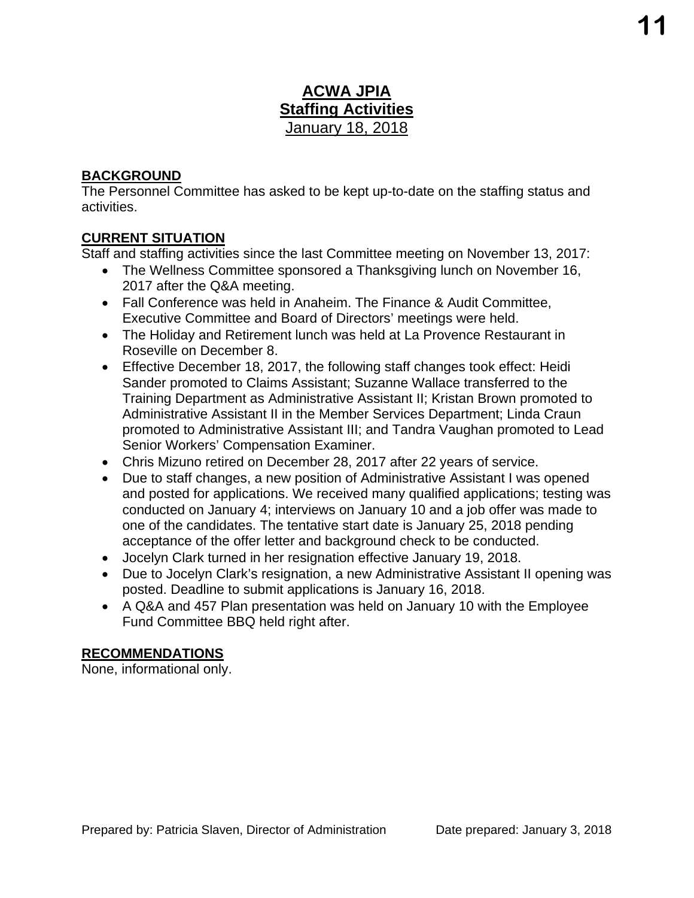# ACWA JPIA
## Staffing Activities
January 18, 2018

**BACKGROUND**

The Personnel Committee has asked to be kept up-to-date on the staffing status and activities.

**CURRENT SITUATION**

Staff and staffing activities since the last Committee meeting on November 13, 2017:

- The Wellness Committee sponsored a Thanksgiving lunch on November 16, 2017 after the Q&A meeting.
- Fall Conference was held in Anaheim. The Finance & Audit Committee, Executive Committee and Board of Directors' meetings were held.
- The Holiday and Retirement lunch was held at La Provence Restaurant in Roseville on December 8.
- Effective December 18, 2017, the following staff changes took effect: Heidi Sander promoted to Claims Assistant; Suzanne Wallace transferred to the Training Department as Administrative Assistant II; Kristan Brown promoted to Administrative Assistant II in the Member Services Department; Linda Craun promoted to Administrative Assistant III; and Tandra Vaughan promoted to Lead Senior Workers' Compensation Examiner.
- Chris Mizuno retired on December 28, 2017 after 22 years of service.
- Due to staff changes, a new position of Administrative Assistant I was opened and posted for applications. We received many qualified applications; testing was conducted on January 4; interviews on January 10 and a job offer was made to one of the candidates. The tentative start date is January 25, 2018 pending acceptance of the offer letter and background check to be conducted.
- Jocelyn Clark turned in her resignation effective January 19, 2018.
- Due to Jocelyn Clark's resignation, a new Administrative Assistant II opening was posted. Deadline to submit applications is January 16, 2018.
- A Q&A and 457 Plan presentation was held on January 10 with the Employee Fund Committee BBQ held right after.

**RECOMMENDATIONS**

None, informational only.

Prepared by: Patricia Slaven, Director of Administration Date prepared: January 3, 2018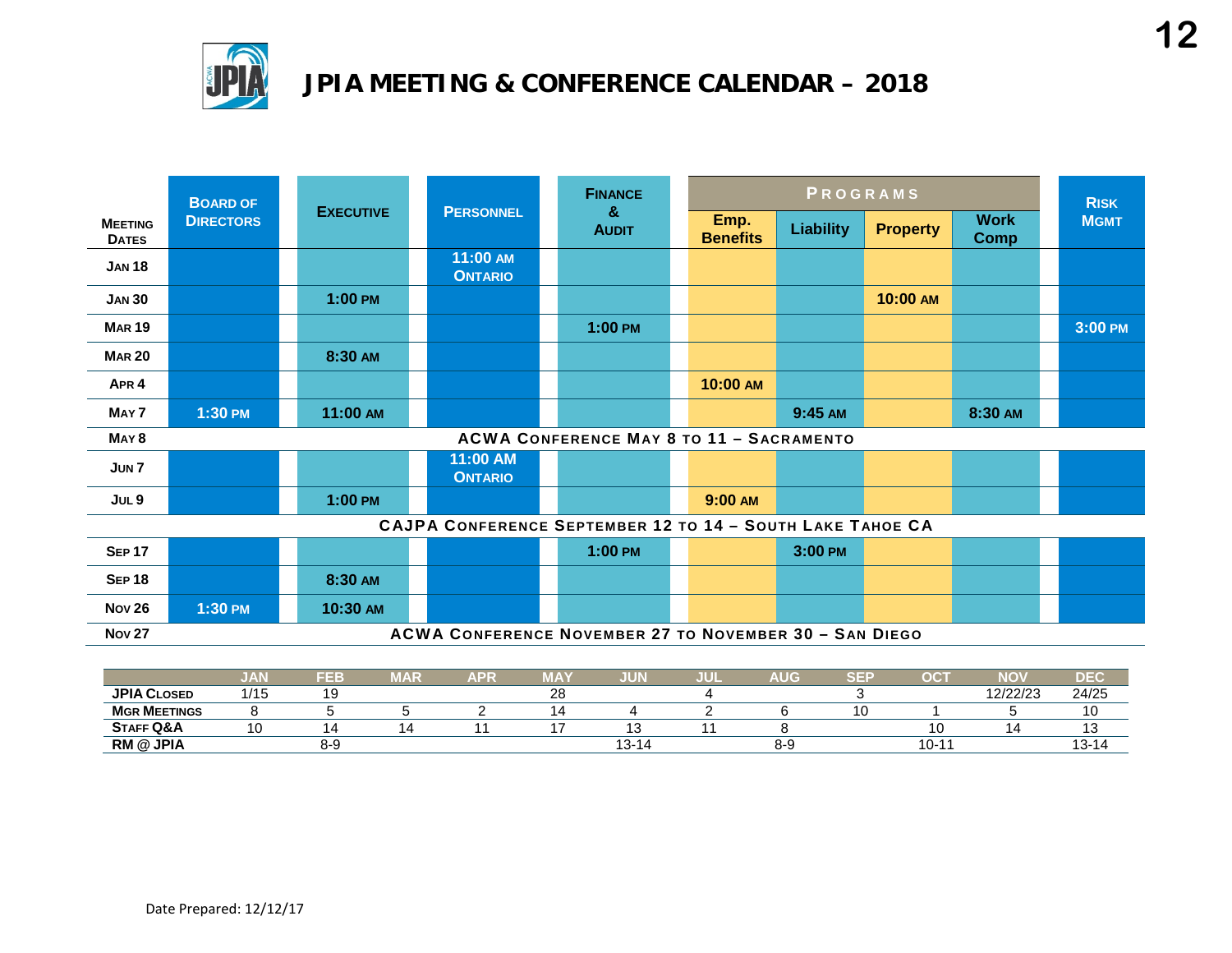# JPIA MEETING & CONFERENCE CALENDAR – 2018

| Meeting Dates | Board of Directors | Executive | Personnel | Finance & Audit | Programs | | | | Risk Mgmt |
|---|---|---|---|---|---|---|---|---|---|
| | | | | | Emp. Benefits | Liability | Property | Work Comp | |
| Jan 18 | | | 11:00 AM Ontario | | | | | | |
| Jan 30 | | 1:00 PM | | | | | 10:00 AM | | |
| Mar 19 | | | | 1:00 PM | | | | | 3:00 PM |
| Mar 20 | | 8:30 AM | | | | | | | |
| Apr 4 | | | | | 10:00 AM | | | | |
| May 7 | 1:30 PM | 11:00 AM | | | | 9:45 AM | | 8:30 AM | |
| May 8 | ACWA Conference May 8 to 11 – Sacramento | | | | | | | | |
| Jun 7 | | | 11:00 AM Ontario | | | | | | |
| Jul 9 | | 1:00 PM | | | 9:00 AM | | | | |
| | CAJPA Conference September 12 to 14 – South Lake Tahoe CA | | | | | | | | |
| Sep 17 | | | | 1:00 PM | | 3:00 PM | | | |
| Sep 18 | | 8:30 AM | | | | | | | |
| Nov 26 | 1:30 PM | 10:30 AM | | | | | | | |
| Nov 27 | ACWA Conference November 27 to November 30 – San Diego | | | | | | | | |

| | JAN | FEB | MAR | APR | MAY | JUN | JUL | AUG | SEP | OCT | NOV | DEC |
|---|---|---|---|---|---|---|---|---|---|---|---|---|
| JPIA Closed | 1/15 | 19 | | | 28 | | 4 | | 3 | | 12/22/23 | 24/25 |
| Mgr Meetings | 8 | 5 | 5 | 2 | 14 | 4 | 2 | 6 | 10 | 1 | 5 | 10 |
| Staff Q&A | 10 | 14 | 14 | 11 | 17 | 13 | 11 | 8 | | 10 | 14 | 13 |
| RM @ JPIA | | 8-9 | | | | 13-14 | | 8-9 | | 10-11 | | 13-14 |

Date Prepared: 12/12/17